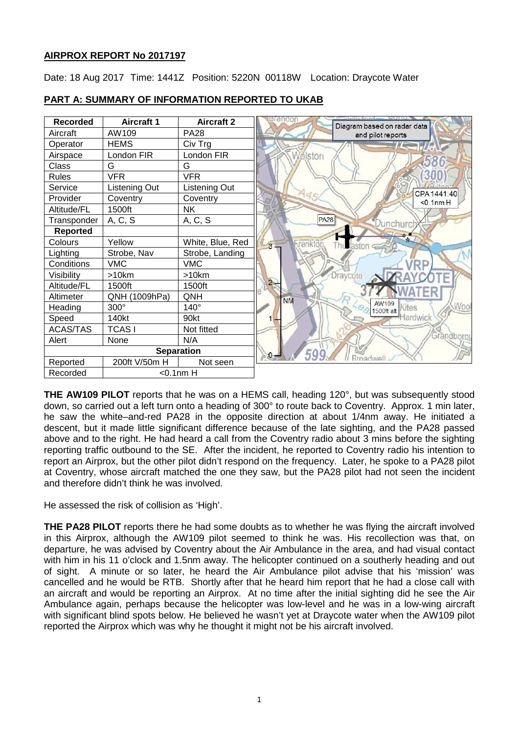## AIRPROX REPORT No 2017197

Date: 18 Aug 2017 Time: 1441Z Position: 5220N 00118W Location: Draycote Water

## PART A: SUMMARY OF INFORMATION REPORTED TO UKAB

| Recorded | Aircraft 1 | Aircraft 2 |
|---|---|---|
| Aircraft | AW109 | PA28 |
| Operator | HEMS | Civ Trg |
| Airspace | London FIR | London FIR |
| Class | G | G |
| Rules | VFR | VFR |
| Service | Listening Out | Listening Out |
| Provider | Coventry | Coventry |
| Altitude/FL | 1500ft | NK |
| Transponder | A, C, S | A, C, S |
| **Reported** | | |
| Colours | Yellow | White, Blue, Red |
| Lighting | Strobe, Nav | Strobe, Landing |
| Conditions | VMC | VMC |
| Visibility | >10km | >10km |
| Altitude/FL | 1500ft | 1500ft |
| Altimeter | QNH (1009hPa) | QNH |
| Heading | 300° | 140° |
| Speed | 140kt | 90kt |
| ACAS/TAS | TCAS I | Not fitted |
| Alert | None | N/A |
| **Separation** | | |
| Reported | 200ft V/50m H | Not seen |
| Recorded | <0.1nm H | |

Diagram based on radar data and pilot reports

**THE AW109 PILOT** reports that he was on a HEMS call, heading 120°, but was subsequently stood down, so carried out a left turn onto a heading of 300° to route back to Coventry. Approx. 1 min later, he saw the white–and-red PA28 in the opposite direction at about 1/4nm away. He initiated a descent, but it made little significant difference because of the late sighting, and the PA28 passed above and to the right. He had heard a call from the Coventry radio about 3 mins before the sighting reporting traffic outbound to the SE. After the incident, he reported to Coventry radio his intention to report an Airprox, but the other pilot didn't respond on the frequency. Later, he spoke to a PA28 pilot at Coventry, whose aircraft matched the one they saw, but the PA28 pilot had not seen the incident and therefore didn't think he was involved.

He assessed the risk of collision as 'High'.

**THE PA28 PILOT** reports there he had some doubts as to whether he was flying the aircraft involved in this Airprox, although the AW109 pilot seemed to think he was. His recollection was that, on departure, he was advised by Coventry about the Air Ambulance in the area, and had visual contact with him in his 11 o'clock and 1.5nm away. The helicopter continued on a southerly heading and out of sight. A minute or so later, he heard the Air Ambulance pilot advise that his 'mission' was cancelled and he would be RTB. Shortly after that he heard him report that he had a close call with an aircraft and would be reporting an Airprox. At no time after the initial sighting did he see the Air Ambulance again, perhaps because the helicopter was low-level and he was in a low-wing aircraft with significant blind spots below. He believed he wasn't yet at Draycote water when the AW109 pilot reported the Airprox which was why he thought it might not be his aircraft involved.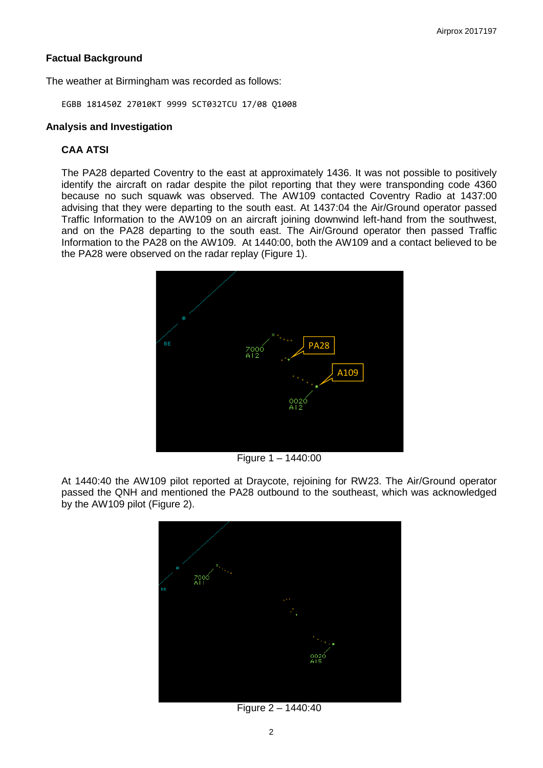## Factual Background

The weather at Birmingham was recorded as follows:

```
EGBB 181450Z 27010KT 9999 SCT032TCU 17/08 Q1008
```

## Analysis and Investigation

### CAA ATSI

The PA28 departed Coventry to the east at approximately 1436. It was not possible to positively identify the aircraft on radar despite the pilot reporting that they were transponding code 4360 because no such squawk was observed. The AW109 contacted Coventry Radio at 1437:00 advising that they were departing to the south east. At 1437:04 the Air/Ground operator passed Traffic Information to the AW109 on an aircraft joining downwind left-hand from the southwest, and on the PA28 departing to the south east. The Air/Ground operator then passed Traffic Information to the PA28 on the AW109. At 1440:00, both the AW109 and a contact believed to be the PA28 were observed on the radar replay (Figure 1).

Figure 1 – 1440:00

At 1440:40 the AW109 pilot reported at Draycote, rejoining for RW23. The Air/Ground operator passed the QNH and mentioned the PA28 outbound to the southeast, which was acknowledged by the AW109 pilot (Figure 2).

Figure 2 – 1440:40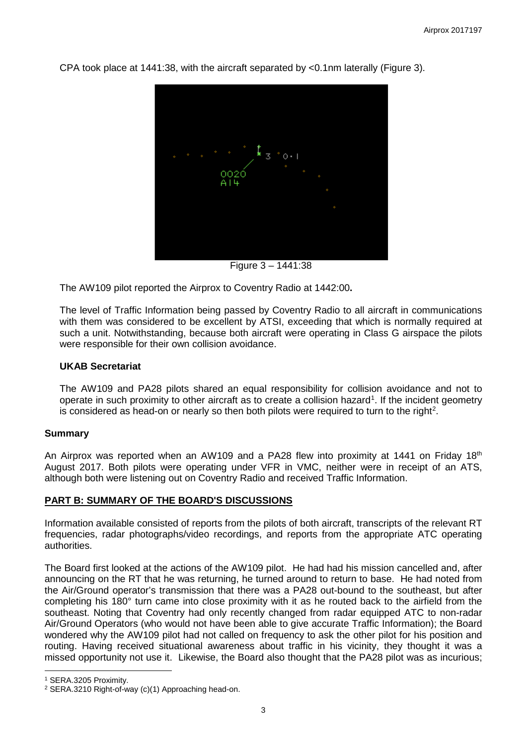CPA took place at 1441:38, with the aircraft separated by <0.1nm laterally (Figure 3).

Figure 3 – 1441:38

The AW109 pilot reported the Airprox to Coventry Radio at 1442:00**.**

The level of Traffic Information being passed by Coventry Radio to all aircraft in communications with them was considered to be excellent by ATSI, exceeding that which is normally required at such a unit. Notwithstanding, because both aircraft were operating in Class G airspace the pilots were responsible for their own collision avoidance.

### UKAB Secretariat

The AW109 and PA28 pilots shared an equal responsibility for collision avoidance and not to operate in such proximity to other aircraft as to create a collision hazard[1]. If the incident geometry is considered as head-on or nearly so then both pilots were required to turn to the right[2].

## Summary

An Airprox was reported when an AW109 and a PA28 flew into proximity at 1441 on Friday 18th August 2017. Both pilots were operating under VFR in VMC, neither were in receipt of an ATS, although both were listening out on Coventry Radio and received Traffic Information.

## PART B: SUMMARY OF THE BOARD'S DISCUSSIONS

Information available consisted of reports from the pilots of both aircraft, transcripts of the relevant RT frequencies, radar photographs/video recordings, and reports from the appropriate ATC operating authorities.

The Board first looked at the actions of the AW109 pilot. He had had his mission cancelled and, after announcing on the RT that he was returning, he turned around to return to base. He had noted from the Air/Ground operator's transmission that there was a PA28 out-bound to the southeast, but after completing his 180° turn came into close proximity with it as he routed back to the airfield from the southeast. Noting that Coventry had only recently changed from radar equipped ATC to non-radar Air/Ground Operators (who would not have been able to give accurate Traffic Information); the Board wondered why the AW109 pilot had not called on frequency to ask the other pilot for his position and routing. Having received situational awareness about traffic in his vicinity, they thought it was a missed opportunity not use it. Likewise, the Board also thought that the PA28 pilot was as incurious;

---

[1] SERA.3205 Proximity.

[2] SERA.3210 Right-of-way (c)(1) Approaching head-on.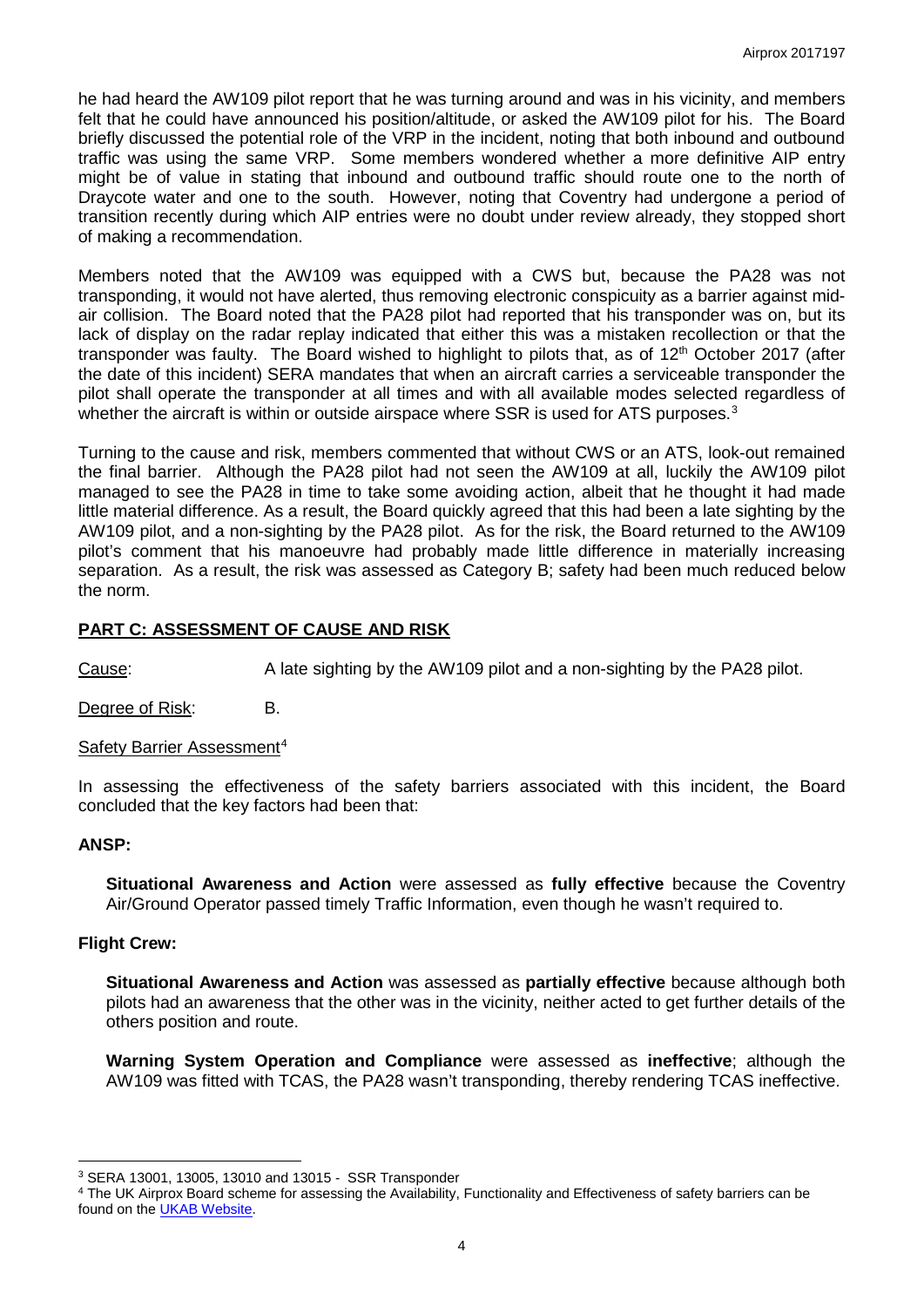he had heard the AW109 pilot report that he was turning around and was in his vicinity, and members felt that he could have announced his position/altitude, or asked the AW109 pilot for his. The Board briefly discussed the potential role of the VRP in the incident, noting that both inbound and outbound traffic was using the same VRP. Some members wondered whether a more definitive AIP entry might be of value in stating that inbound and outbound traffic should route one to the north of Draycote water and one to the south. However, noting that Coventry had undergone a period of transition recently during which AIP entries were no doubt under review already, they stopped short of making a recommendation.

Members noted that the AW109 was equipped with a CWS but, because the PA28 was not transponding, it would not have alerted, thus removing electronic conspicuity as a barrier against mid-air collision. The Board noted that the PA28 pilot had reported that his transponder was on, but its lack of display on the radar replay indicated that either this was a mistaken recollection or that the transponder was faulty. The Board wished to highlight to pilots that, as of 12th October 2017 (after the date of this incident) SERA mandates that when an aircraft carries a serviceable transponder the pilot shall operate the transponder at all times and with all available modes selected regardless of whether the aircraft is within or outside airspace where SSR is used for ATS purposes.[3]

Turning to the cause and risk, members commented that without CWS or an ATS, look-out remained the final barrier. Although the PA28 pilot had not seen the AW109 at all, luckily the AW109 pilot managed to see the PA28 in time to take some avoiding action, albeit that he thought it had made little material difference. As a result, the Board quickly agreed that this had been a late sighting by the AW109 pilot, and a non-sighting by the PA28 pilot. As for the risk, the Board returned to the AW109 pilot's comment that his manoeuvre had probably made little difference in materially increasing separation. As a result, the risk was assessed as Category B; safety had been much reduced below the norm.

## PART C: ASSESSMENT OF CAUSE AND RISK

Cause: A late sighting by the AW109 pilot and a non-sighting by the PA28 pilot.

Degree of Risk: B.

Safety Barrier Assessment[4]

In assessing the effectiveness of the safety barriers associated with this incident, the Board concluded that the key factors had been that:

### ANSP:

**Situational Awareness and Action** were assessed as **fully effective** because the Coventry Air/Ground Operator passed timely Traffic Information, even though he wasn't required to.

### Flight Crew:

**Situational Awareness and Action** was assessed as **partially effective** because although both pilots had an awareness that the other was in the vicinity, neither acted to get further details of the others position and route.

**Warning System Operation and Compliance** were assessed as **ineffective**; although the AW109 was fitted with TCAS, the PA28 wasn't transponding, thereby rendering TCAS ineffective.

---

[3] SERA 13001, 13005, 13010 and 13015 - SSR Transponder

[4] The UK Airprox Board scheme for assessing the Availability, Functionality and Effectiveness of safety barriers can be found on the UKAB Website.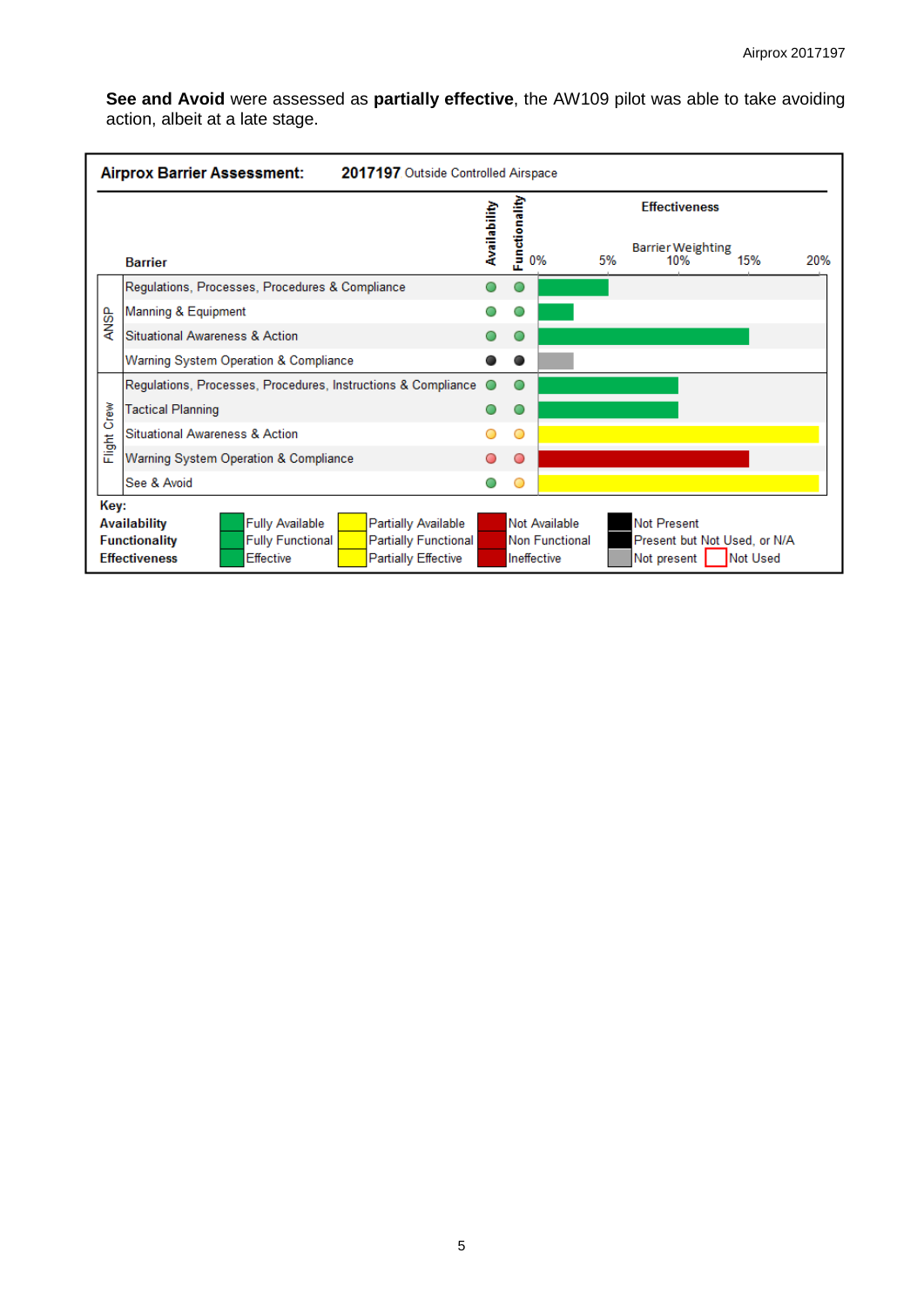**See and Avoid** were assessed as **partially effective**, the AW109 pilot was able to take avoiding action, albeit at a late stage.

**Airprox Barrier Assessment:** **2017197** Outside Controlled Airspace

Barrier
Availability
Functionality
Effectiveness
Barrier Weighting
0%
5%
10%
15%
20%

ANSP
Regulations, Processes, Procedures & Compliance
Manning & Equipment
Situational Awareness & Action
Warning System Operation & Compliance

Flight Crew
Regulations, Processes, Procedures, Instructions & Compliance
Tactical Planning
Situational Awareness & Action
Warning System Operation & Compliance
See & Avoid

Key:
Availability: Fully Available, Partially Available, Not Available, Not Present
Functionality: Fully Functional, Partially Functional, Non Functional, Present but Not Used, or N/A
Effectiveness: Effective, Partially Effective, Ineffective, Not present, Not Used